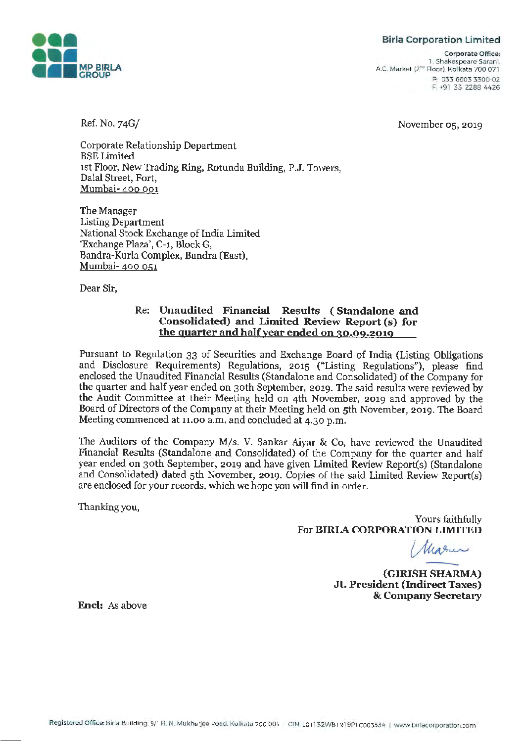MP BIRLA GROUP

**Birla Corporation Limited**

**Corporate Office:**
1, Shakespeare Sarani,
A.C. Market (2nd Floor), Kolkata 700 071
P: 033 6603 3300-02
F: +91 33 2288 4426

Ref. No. 74G/

November 05, 2019

Corporate Relationship Department
BSE Limited
1st Floor, New Trading Ring, Rotunda Building, P.J. Towers,
Dalal Street, Fort,
Mumbai- 400 001

The Manager
Listing Department
National Stock Exchange of India Limited
'Exchange Plaza', C-1, Block G,
Bandra-Kurla Complex, Bandra (East),
Mumbai- 400 051

Dear Sir,

Re: **Unaudited Financial Results (Standalone and Consolidated) and Limited Review Report (s) for the quarter and half year ended on 30.09.2019**

Pursuant to Regulation 33 of Securities and Exchange Board of India (Listing Obligations and Disclosure Requirements) Regulations, 2015 ("Listing Regulations"), please find enclosed the Unaudited Financial Results (Standalone and Consolidated) of the Company for the quarter and half year ended on 30th September, 2019. The said results were reviewed by the Audit Committee at their Meeting held on 4th November, 2019 and approved by the Board of Directors of the Company at their Meeting held on 5th November, 2019. The Board Meeting commenced at 11.00 a.m. and concluded at 4.30 p.m.

The Auditors of the Company M/s. V. Sankar Aiyar & Co, have reviewed the Unaudited Financial Results (Standalone and Consolidated) of the Company for the quarter and half year ended on 30th September, 2019 and have given Limited Review Report(s) (Standalone and Consolidated) dated 5th November, 2019. Copies of the said Limited Review Report(s) are enclosed for your records, which we hope you will find in order.

Thanking you,

Yours faithfully
For **BIRLA CORPORATION LIMITED**

**(GIRISH SHARMA)**
**Jt. President (Indirect Taxes)**
**& Company Secretary**

**Encl:** As above

Registered Office: Birla Building, 9/1 R. N. Mukherjee Road, Kolkata 700 001 CIN L01132WB1919PLC003334 | www.birlacorporation.com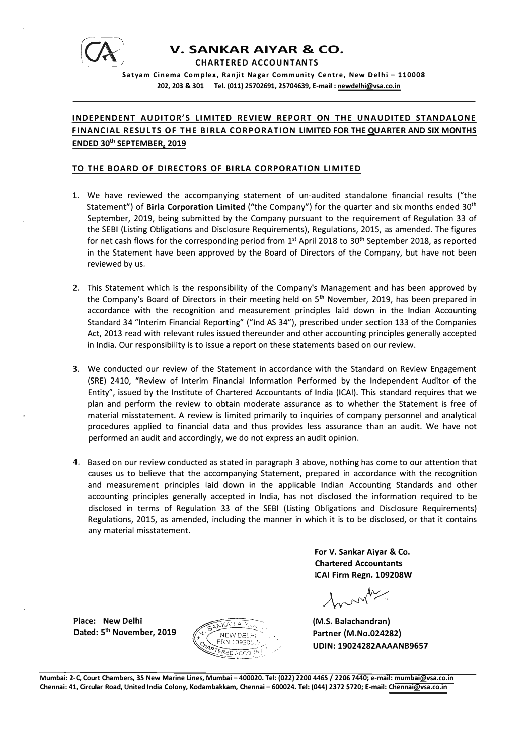# V. SANKAR AIYAR & CO.

**CHARTERED ACCOUNTANTS**

**Satyam Cinema Complex, Ranjit Nagar Community Centre, New Delhi – 110008**

**202, 203 & 301 Tel. (011) 25702691, 25704639, E-mail : newdelhi@vsa.co.in**

---

## INDEPENDENT AUDITOR'S LIMITED REVIEW REPORT ON THE UNAUDITED STANDALONE FINANCIAL RESULTS OF THE BIRLA CORPORATION LIMITED FOR THE QUARTER AND SIX MONTHS ENDED 30th SEPTEMBER, 2019

### TO THE BOARD OF DIRECTORS OF BIRLA CORPORATION LIMITED

1. We have reviewed the accompanying statement of un-audited standalone financial results ("the Statement") of **Birla Corporation Limited** ("the Company") for the quarter and six months ended 30th September, 2019, being submitted by the Company pursuant to the requirement of Regulation 33 of the SEBI (Listing Obligations and Disclosure Requirements), Regulations, 2015, as amended. The figures for net cash flows for the corresponding period from 1st April 2018 to 30th September 2018, as reported in the Statement have been approved by the Board of Directors of the Company, but have not been reviewed by us.

2. This Statement which is the responsibility of the Company's Management and has been approved by the Company's Board of Directors in their meeting held on 5th November, 2019, has been prepared in accordance with the recognition and measurement principles laid down in the Indian Accounting Standard 34 "Interim Financial Reporting" ("Ind AS 34"), prescribed under section 133 of the Companies Act, 2013 read with relevant rules issued thereunder and other accounting principles generally accepted in India. Our responsibility is to issue a report on these statements based on our review.

3. We conducted our review of the Statement in accordance with the Standard on Review Engagement (SRE) 2410, "Review of Interim Financial Information Performed by the Independent Auditor of the Entity", issued by the Institute of Chartered Accountants of India (ICAI). This standard requires that we plan and perform the review to obtain moderate assurance as to whether the Statement is free of material misstatement. A review is limited primarily to inquiries of company personnel and analytical procedures applied to financial data and thus provides less assurance than an audit. We have not performed an audit and accordingly, we do not express an audit opinion.

4. Based on our review conducted as stated in paragraph 3 above, nothing has come to our attention that causes us to believe that the accompanying Statement, prepared in accordance with the recognition and measurement principles laid down in the applicable Indian Accounting Standards and other accounting principles generally accepted in India, has not disclosed the information required to be disclosed in terms of Regulation 33 of the SEBI (Listing Obligations and Disclosure Requirements) Regulations, 2015, as amended, including the manner in which it is to be disclosed, or that it contains any material misstatement.

**For V. Sankar Aiyar & Co.**
**Chartered Accountants**
**ICAI Firm Regn. 109208W**

**(M.S. Balachandran)**
**Partner (M.No.024282)**
**UDIN: 19024282AAAANB9657**

**Place: New Delhi**
**Dated: 5th November, 2019**

---

**Mumbai: 2-C, Court Chambers, 35 New Marine Lines, Mumbai – 400020. Tel: (022) 2200 4465 / 2206 7440; e-mail: mumbai@vsa.co.in**
**Chennai: 41, Circular Road, United India Colony, Kodambakkam, Chennai – 600024. Tel: (044) 2372 5720; E-mail: Chennai@vsa.co.in**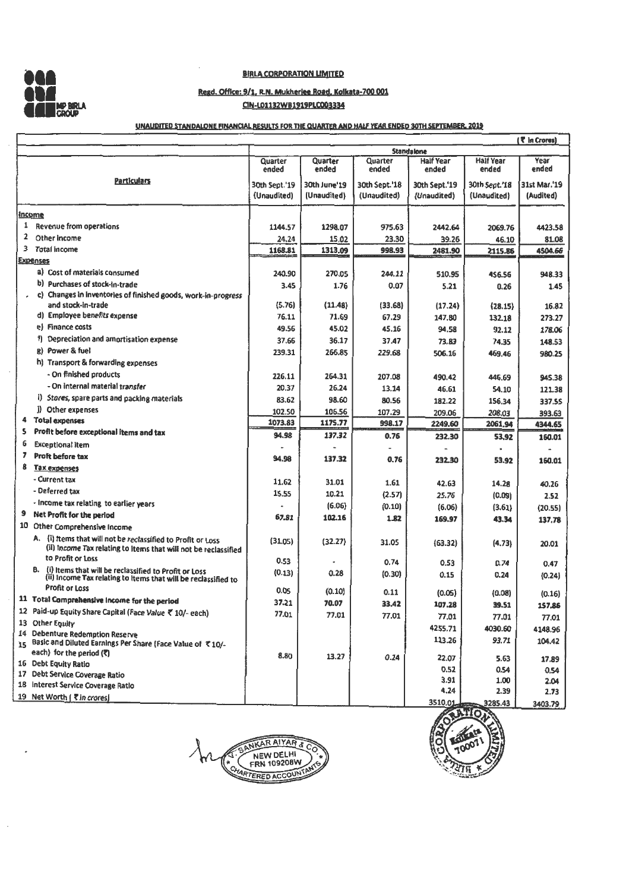**BIRLA CORPORATION LIMITED**

**Regd. Office: 9/1, R.N. Mukherjee Road, Kolkata-700 001**

**CIN-L01132WB1919PLC003334**

**UNAUDITED STANDALONE FINANCIAL RESULTS FOR THE QUARTER AND HALF YEAR ENDED 30TH SEPTEMBER, 2019**

(₹ in Crores)

| Particulars | Standalone | | | | | |
|---|---|---|---|---|---|---|
| | Quarter ended | Quarter ended | Quarter ended | Half Year ended | Half Year ended | Year ended |
| | 30th Sept.'19 (Unaudited) | 30th June'19 (Unaudited) | 30th Sept.'18 (Unaudited) | 30th Sept.'19 (Unaudited) | 30th Sept.'18 (Unaudited) | 31st Mar.'19 (Audited) |
| **Income** | | | | | | |
| 1 Revenue from operations | 1144.57 | 1298.07 | 975.63 | 2442.64 | 2069.76 | 4423.58 |
| 2 Other Income | 24.24 | 15.02 | 23.30 | 39.26 | 46.10 | 81.08 |
| 3 Total Income | 1168.81 | 1313.09 | 998.93 | 2481.90 | 2115.86 | 4504.66 |
| **Expenses** | | | | | | |
| a) Cost of materials consumed | 240.90 | 270.05 | 244.11 | 510.95 | 456.56 | 948.33 |
| b) Purchases of stock-in-trade | 3.45 | 1.76 | 0.07 | 5.21 | 0.26 | 1.45 |
| c) Changes in inventories of finished goods, work-in-progress and stock-in-trade | (5.76) | (11.48) | (33.68) | (17.24) | (28.15) | 16.82 |
| d) Employee benefits expense | 76.11 | 71.69 | 67.29 | 147.80 | 132.18 | 273.27 |
| e) Finance costs | 49.56 | 45.02 | 45.16 | 94.58 | 92.12 | 178.06 |
| f) Depreciation and amortisation expense | 37.66 | 36.17 | 37.47 | 73.83 | 74.35 | 148.53 |
| g) Power & fuel | 239.31 | 266.85 | 229.68 | 506.16 | 469.46 | 980.25 |
| h) Transport & forwarding expenses | | | | | | |
| - On finished products | 226.11 | 264.31 | 207.08 | 490.42 | 446.69 | 945.38 |
| - On internal material transfer | 20.37 | 26.24 | 13.14 | 46.61 | 54.10 | 121.38 |
| i) Stores, spare parts and packing materials | 83.62 | 98.60 | 80.56 | 182.22 | 156.34 | 337.55 |
| j) Other expenses | 102.50 | 106.56 | 107.29 | 209.06 | 208.03 | 393.63 |
| 4 Total expenses | 1073.83 | 1175.77 | 998.17 | 2249.60 | 2061.94 | 4344.65 |
| 5 Profit before exceptional items and tax | 94.98 | 137.32 | 0.76 | 232.30 | 53.92 | 160.01 |
| 6 Exceptional Item | - | - | - | - | - | - |
| 7 Profit before tax | 94.98 | 137.32 | 0.76 | 232.30 | 53.92 | 160.01 |
| 8 Tax expenses | | | | | | |
| - Current tax | 11.62 | 31.01 | 1.61 | 42.63 | 14.28 | 40.26 |
| - Deferred tax | 15.55 | 10.21 | (2.57) | 25.76 | (0.09) | 2.52 |
| - Income tax relating to earlier years | - | (6.06) | (0.10) | (6.06) | (3.61) | (20.55) |
| 9 Net Profit for the period | 67.81 | 102.16 | 1.82 | 169.97 | 43.34 | 137.78 |
| 10 Other Comprehensive Income | | | | | | |
| A. (i) Items that will not be reclassified to Profit or Loss | (31.05) | (32.27) | 31.05 | (63.32) | (4.73) | 20.01 |
| (ii) Income Tax relating to items that will not be reclassified to Profit or Loss | 0.53 | - | 0.74 | 0.53 | 0.74 | 0.47 |
| B. (i) Items that will be reclassified to Profit or Loss | (0.13) | 0.28 | (0.30) | 0.15 | 0.24 | (0.24) |
| (ii) Income Tax relating to items that will be reclassified to Profit or Loss | 0.05 | (0.10) | 0.11 | (0.05) | (0.08) | (0.16) |
| 11 Total Comprehensive Income for the period | 37.21 | 70.07 | 33.42 | 107.28 | 39.51 | 157.86 |
| 12 Paid-up Equity Share Capital (Face Value ₹ 10/- each) | 77.01 | 77.01 | 77.01 | 77.01 | 77.01 | 77.01 |
| 13 Other Equity | | | | 4255.71 | 4030.60 | 4148.96 |
| 14 Debenture Redemption Reserve | | | | 113.26 | 93.71 | 104.42 |
| 15 Basic and Diluted Earnings Per Share (Face Value of ₹10/- each) for the period (₹) | 8.80 | 13.27 | 0.24 | 22.07 | 5.63 | 17.89 |
| 16 Debt Equity Ratio | | | | 0.52 | 0.54 | 0.54 |
| 17 Debt Service Coverage Ratio | | | | 3.91 | 1.00 | 2.04 |
| 18 Interest Service Coverage Ratio | | | | 4.24 | 2.39 | 2.73 |
| 19 Net Worth (₹ in crores) | | | | 3510.01 | 3285.43 | 3403.79 |

V. SANKAR AIYAR & CO.
NEW DELHI
FRN 109208W
CHARTERED ACCOUNTANTS

BIRLA CORPORATION LIMITED
Kolkata 700071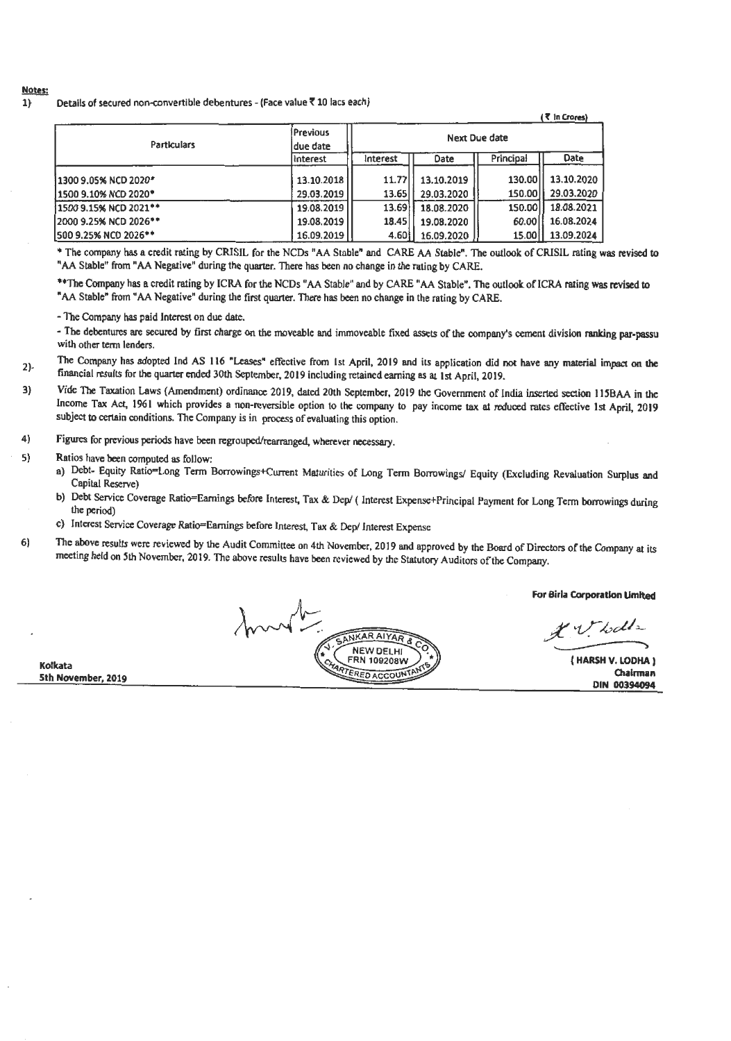**Notes:**

1) Details of secured non-convertible debentures - (Face value ₹ 10 lacs each)

(₹ In Crores)

| Particulars | Previous due date | Next Due date | | | |
|---|---|---|---|---|---|
| | Interest | Interest | Date | Principal | Date |
| 1300 9.05% NCD 2020* | 13.10.2018 | 11.77 | 13.10.2019 | 130.00 | 13.10.2020 |
| 1500 9.10% NCD 2020* | 29.03.2019 | 13.65 | 29.03.2020 | 150.00 | 29.03.2020 |
| 1500 9.15% NCD 2021** | 19.08.2019 | 13.69 | 18.08.2020 | 150.00 | 18.08.2021 |
| 2000 9.25% NCD 2026** | 19.08.2019 | 18.45 | 19.08.2020 | 60.00 | 16.08.2024 |
| 500 9.25% NCD 2026** | 16.09.2019 | 4.60 | 16.09.2020 | 15.00 | 13.09.2024 |

\* The company has a credit rating by CRISIL for the NCDs "AA Stable" and CARE AA Stable". The outlook of CRISIL rating was revised to "AA Stable" from "AA Negative" during the quarter. There has been no change in the rating by CARE.

**The Company has a credit rating by ICRA for the NCDs "AA Stable" and by CARE "AA Stable". The outlook of ICRA rating was revised to "AA Stable" from "AA Negative" during the first quarter. There has been no change in the rating by CARE.

- The Company has paid Interest on due date.

- The debentures are secured by first charge on the moveable and immoveable fixed assets of the company's cement division ranking par-passu with other term lenders.

2) The Company has adopted Ind AS 116 "Leases" effective from 1st April, 2019 and its application did not have any material impact on the financial results for the quarter ended 30th September, 2019 including retained earning as at 1st April, 2019.

3) Vide The Taxation Laws (Amendment) ordinance 2019, dated 20th September, 2019 the Government of India inserted section 115BAA in the Income Tax Act, 1961 which provides a non-reversible option to the company to pay income tax at reduced rates effective 1st April, 2019 subject to certain conditions. The Company is in process of evaluating this option.

4) Figures for previous periods have been regrouped/rearranged, wherever necessary.

5) Ratios have been computed as follow:
   a) Debt- Equity Ratio=Long Term Borrowings+Current Maturities of Long Term Borrowings/ Equity (Excluding Revaluation Surplus and Capital Reserve)
   b) Debt Service Coverage Ratio=Earnings before Interest, Tax & Dep/ ( Interest Expense+Principal Payment for Long Term borrowings during the period)
   c) Interest Service Coverage Ratio=Earnings before Interest, Tax & Dep/ Interest Expense

6) The above results were reviewed by the Audit Committee on 4th November, 2019 and approved by the Board of Directors of the Company at its meeting held on 5th November, 2019. The above results have been reviewed by the Statutory Auditors of the Company.

V. SANKAR AIYAR & CO.
NEW DELHI
FRN 109208W
CHARTERED ACCOUNTANTS

**For Birla Corporation Limited**

**( HARSH V. LODHA )**
**Chairman**
**DIN 00394094**

**Kolkata**
**5th November, 2019**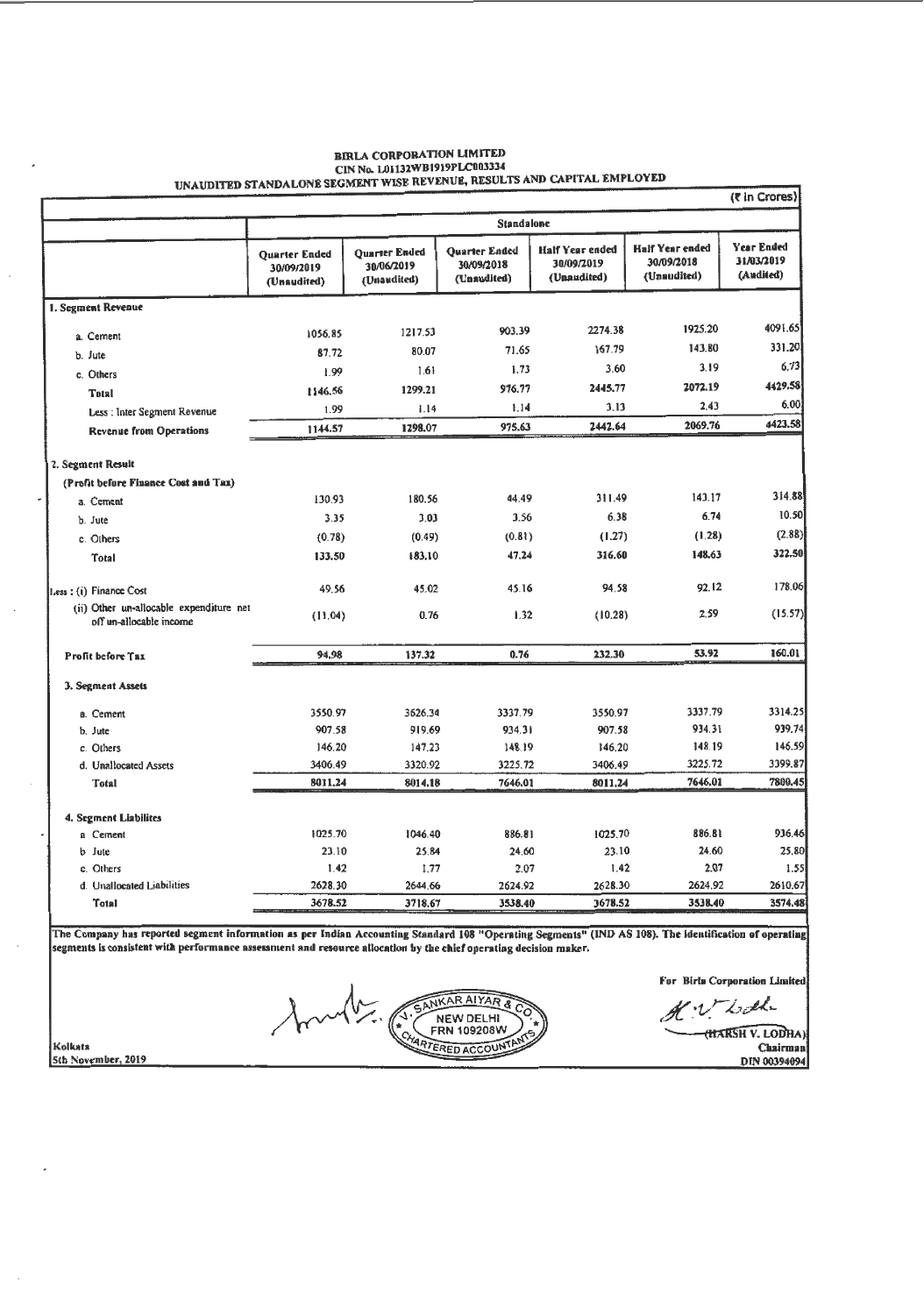**BIRLA CORPORATION LIMITED**
**CIN No. L01132WB1919PLC003334**
**UNAUDITED STANDALONE SEGMENT WISE REVENUE, RESULTS AND CAPITAL EMPLOYED**

(₹ in Crores)

| | Standalone | | | | | |
|---|---|---|---|---|---|---|
| | Quarter Ended 30/09/2019 (Unaudited) | Quarter Ended 30/06/2019 (Unaudited) | Quarter Ended 30/09/2018 (Unaudited) | Half Year ended 30/09/2019 (Unaudited) | Half Year ended 30/09/2018 (Unaudited) | Year Ended 31/03/2019 (Audited) |
| **1. Segment Revenue** | | | | | | |
| a. Cement | 1056.85 | 1217.53 | 903.39 | 2274.38 | 1925.20 | 4091.65 |
| b. Jute | 87.72 | 80.07 | 71.65 | 167.79 | 143.80 | 331.20 |
| c. Others | 1.99 | 1.61 | 1.73 | 3.60 | 3.19 | 6.73 |
| **Total** | 1146.56 | 1299.21 | 976.77 | 2445.77 | 2072.19 | 4429.58 |
| Less : Inter Segment Revenue | 1.99 | 1.14 | 1.14 | 3.13 | 2.43 | 6.00 |
| **Revenue from Operations** | 1144.57 | 1298.07 | 975.63 | 2442.64 | 2069.76 | 4423.58 |
| **2. Segment Result** | | | | | | |
| **(Profit before Finance Cost and Tax)** | | | | | | |
| a. Cement | 130.93 | 180.56 | 44.49 | 311.49 | 143.17 | 314.88 |
| b. Jute | 3.35 | 3.03 | 3.56 | 6.38 | 6.74 | 10.50 |
| c. Others | (0.78) | (0.49) | (0.81) | (1.27) | (1.28) | (2.88) |
| Total | 133.50 | 183.10 | 47.24 | 316.60 | 148.63 | 322.50 |
| Less : (i) Finance Cost | 49.56 | 45.02 | 45.16 | 94.58 | 92.12 | 178.06 |
| (ii) Other un-allocable expenditure net off un-allocable income | (11.04) | 0.76 | 1.32 | (10.28) | 2.59 | (15.57) |
| **Profit before Tax** | 94.98 | 137.32 | 0.76 | 232.30 | 53.92 | 160.01 |
| **3. Segment Assets** | | | | | | |
| a. Cement | 3550.97 | 3626.34 | 3337.79 | 3550.97 | 3337.79 | 3314.25 |
| b. Jute | 907.58 | 919.69 | 934.31 | 907.58 | 934.31 | 939.74 |
| c. Others | 146.20 | 147.23 | 148.19 | 146.20 | 148.19 | 146.59 |
| d. Unallocated Assets | 3406.49 | 3320.92 | 3225.72 | 3406.49 | 3225.72 | 3399.87 |
| **Total** | 8011.24 | 8014.18 | 7646.01 | 8011.24 | 7646.01 | 7800.45 |
| **4. Segment Liabilites** | | | | | | |
| a. Cement | 1025.70 | 1046.40 | 886.81 | 1025.70 | 886.81 | 936.46 |
| b. Jute | 23.10 | 25.84 | 24.60 | 23.10 | 24.60 | 25.80 |
| c. Others | 1.42 | 1.77 | 2.07 | 1.42 | 2.07 | 1.55 |
| d. Unallocated Liabilities | 2628.30 | 2644.66 | 2624.92 | 2628.30 | 2624.92 | 2610.67 |
| **Total** | 3678.52 | 3718.67 | 3538.40 | 3678.52 | 3538.40 | 3574.48 |

**The Company has reported segment information as per Indian Accounting Standard 108 "Operating Segments" (IND AS 108). The identification of operating segments is consistent with performance assessment and resource allocation by the chief operating decision maker.**

V. SANKAR AIYAR & CO.
NEW DELHI
FRN 109208W
CHARTERED ACCOUNTANTS

For Birla Corporation Limited

(HARSH V. LODHA)
Chairman
DIN 00394094

Kolkata
5th November, 2019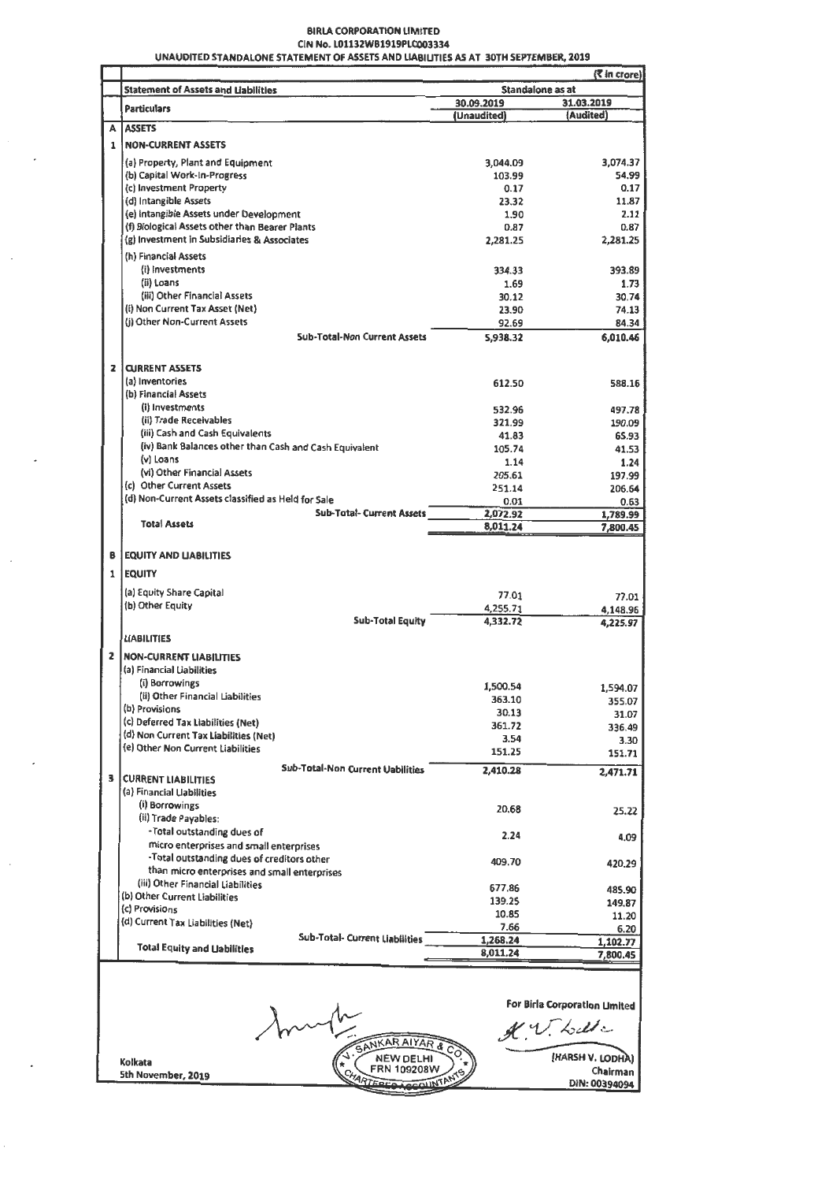**BIRLA CORPORATION LIMITED**

**CIN No. L01132WB1919PLC003334**

**UNAUDITED STANDALONE STATEMENT OF ASSETS AND LIABILITIES AS AT 30TH SEPTEMBER, 2019**

(₹ in crore)

| | Statement of Assets and Liabilities | Standalone as at | |
|---|---|---|---|
| | Particulars | 30.09.2019 (Unaudited) | 31.03.2019 (Audited) |
| A | **ASSETS** | | |
| 1 | **NON-CURRENT ASSETS** | | |
| | (a) Property, Plant and Equipment | 3,044.09 | 3,074.37 |
| | (b) Capital Work-in-Progress | 103.99 | 54.99 |
| | (c) Investment Property | 0.17 | 0.17 |
| | (d) Intangible Assets | 23.32 | 11.87 |
| | (e) Intangible Assets under Development | 1.90 | 2.11 |
| | (f) Biological Assets other than Bearer Plants | 0.87 | 0.87 |
| | (g) Investment in Subsidiaries & Associates | 2,281.25 | 2,281.25 |
| | (h) Financial Assets | | |
| | (i) Investments | 334.33 | 393.89 |
| | (ii) Loans | 1.69 | 1.73 |
| | (iii) Other Financial Assets | 30.12 | 30.74 |
| | (i) Non Current Tax Asset (Net) | 23.90 | 74.13 |
| | (j) Other Non-Current Assets | 92.69 | 84.34 |
| | **Sub-Total-Non Current Assets** | **5,938.32** | **6,010.46** |
| 2 | **CURRENT ASSETS** | | |
| | (a) Inventories | 612.50 | 588.16 |
| | (b) Financial Assets | | |
| | (i) Investments | 532.96 | 497.78 |
| | (ii) Trade Receivables | 321.99 | 190.09 |
| | (iii) Cash and Cash Equivalents | 41.83 | 65.93 |
| | (iv) Bank Balances other than Cash and Cash Equivalent | 105.74 | 41.53 |
| | (v) Loans | 1.14 | 1.24 |
| | (vi) Other Financial Assets | 205.61 | 197.99 |
| | (c) Other Current Assets | 251.14 | 206.64 |
| | (d) Non-Current Assets classified as Held for Sale | 0.01 | 0.63 |
| | **Sub-Total- Current Assets** | **2,072.92** | **1,789.99** |
| | **Total Assets** | **8,011.24** | **7,800.45** |
| B | **EQUITY AND LIABILITIES** | | |
| 1 | **EQUITY** | | |
| | (a) Equity Share Capital | 77.01 | 77.01 |
| | (b) Other Equity | 4,255.71 | 4,148.96 |
| | **Sub-Total Equity** | **4,332.72** | **4,225.97** |
| | **LIABILITIES** | | |
| 2 | **NON-CURRENT LIABILITIES** | | |
| | (a) Financial Liabilities | | |
| | (i) Borrowings | 1,500.54 | 1,594.07 |
| | (ii) Other Financial Liabilities | 363.10 | 355.07 |
| | (b) Provisions | 30.13 | 31.07 |
| | (c) Deferred Tax Liabilities (Net) | 361.72 | 336.49 |
| | (d) Non Current Tax Liabilities (Net) | 3.54 | 3.30 |
| | (e) Other Non Current Liabilities | 151.25 | 151.71 |
| | **Sub-Total-Non Current Liabilities** | **2,410.28** | **2,471.71** |
| 3 | **CURRENT LIABILITIES** | | |
| | (a) Financial Liabilities | | |
| | (i) Borrowings | 20.68 | 25.22 |
| | (ii) Trade Payables: | | |
| | -Total outstanding dues of micro enterprises and small enterprises | 2.24 | 4.09 |
| | -Total outstanding dues of creditors other than micro enterprises and small enterprises | 409.70 | 420.29 |
| | (iii) Other Financial Liabilities | 677.86 | 485.90 |
| | (b) Other Current Liabilities | 139.25 | 149.87 |
| | (c) Provisions | 10.85 | 11.20 |
| | (d) Current Tax Liabilities (Net) | 7.66 | 6.20 |
| | **Sub-Total- Current Liabilities** | **1,268.24** | **1,102.77** |
| | **Total Equity and Liabilities** | **8,011.24** | **7,800.45** |

For Birla Corporation Limited

(HARSH V. LODHA)
Chairman
DIN: 00394094

V. SANKAR AIYAR & CO.
NEW DELHI
FRN 109208W
CHARTERED ACCOUNTANTS

Kolkata
5th November, 2019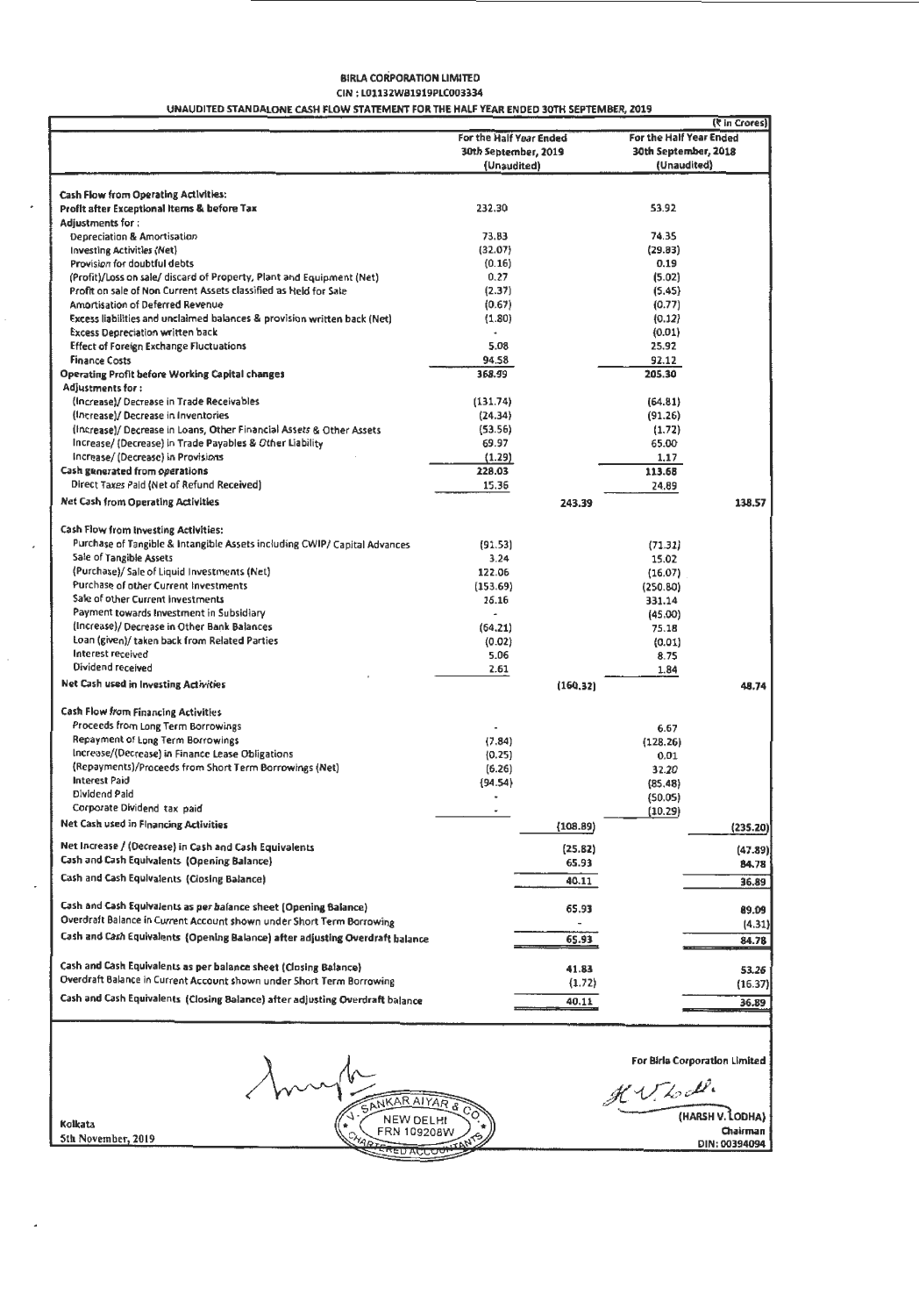**BIRLA CORPORATION LIMITED**

**CIN : L01132WB1919PLC003334**

**UNAUDITED STANDALONE CASH FLOW STATEMENT FOR THE HALF YEAR ENDED 30TH SEPTEMBER, 2019**

(₹ in Crores)

| | For the Half Year Ended 30th September, 2019 (Unaudited) | | For the Half Year Ended 30th September, 2018 (Unaudited) | |
|---|---|---|---|---|
| **Cash Flow from Operating Activities:** | | | | |
| **Profit after Exceptional Items & before Tax** | 232.30 | | 53.92 | |
| **Adjustments for :** | | | | |
| Depreciation & Amortisation | 73.83 | | 74.35 | |
| Investing Activities (Net) | (32.07) | | (29.83) | |
| Provision for doubtful debts | (0.16) | | 0.19 | |
| (Profit)/Loss on sale/ discard of Property, Plant and Equipment (Net) | 0.27 | | (5.02) | |
| Profit on sale of Non Current Assets classified as Held for Sale | (2.37) | | (5.45) | |
| Amortisation of Deferred Revenue | (0.67) | | (0.77) | |
| Excess liabilities and unclaimed balances & provision written back (Net) | (1.80) | | (0.12) | |
| Excess Depreciation written back | - | | (0.01) | |
| Effect of Foreign Exchange Fluctuations | 5.08 | | 25.92 | |
| Finance Costs | 94.58 | | 92.12 | |
| **Operating Profit before Working Capital changes** | 368.99 | | 205.30 | |
| **Adjustments for :** | | | | |
| (Increase)/ Decrease in Trade Receivables | (131.74) | | (64.81) | |
| (Increase)/ Decrease in Inventories | (24.34) | | (91.26) | |
| (Increase)/ Decrease in Loans, Other Financial Assets & Other Assets | (53.56) | | (1.72) | |
| Increase/ (Decrease) in Trade Payables & Other Liability | 69.97 | | 65.00 | |
| Increase/ (Decrease) in Provisions | (1.29) | | 1.17 | |
| **Cash generated from operations** | 228.03 | | 113.68 | |
| Direct Taxes Paid (Net of Refund Received) | 15.36 | | 24.89 | |
| **Net Cash from Operating Activities** | | 243.39 | | 138.57 |
| **Cash Flow from Investing Activities:** | | | | |
| Purchase of Tangible & Intangible Assets including CWIP/ Capital Advances | (91.53) | | (71.31) | |
| Sale of Tangible Assets | 3.24 | | 15.02 | |
| (Purchase)/ Sale of Liquid Investments (Net) | 122.06 | | (16.07) | |
| Purchase of other Current Investments | (153.69) | | (250.80) | |
| Sale of other Current Investments | 16.16 | | 331.14 | |
| Payment towards Investment in Subsidiary | - | | (45.00) | |
| (Increase)/ Decrease in Other Bank Balances | (64.21) | | 75.18 | |
| Loan (given)/ taken back from Related Parties | (0.02) | | (0.01) | |
| Interest received | 5.06 | | 8.75 | |
| Dividend received | 2.61 | | 1.84 | |
| **Net Cash used in Investing Activities** | | (160.32) | | 48.74 |
| **Cash Flow from Financing Activities** | | | | |
| Proceeds from Long Term Borrowings | - | | 6.67 | |
| Repayment of Long Term Borrowings | (7.84) | | (128.26) | |
| Increase/(Decrease) in Finance Lease Obligations | (0.25) | | 0.01 | |
| (Repayments)/Proceeds from Short Term Borrowings (Net) | (6.26) | | 32.20 | |
| Interest Paid | (94.54) | | (85.48) | |
| Dividend Paid | - | | (50.05) | |
| Corporate Dividend tax paid | - | | (10.29) | |
| **Net Cash used in Financing Activities** | | (108.89) | | (235.20) |
| Net Increase / (Decrease) in Cash and Cash Equivalents | | (25.82) | | (47.89) |
| Cash and Cash Equivalents (Opening Balance) | | 65.93 | | 84.78 |
| Cash and Cash Equivalents (Closing Balance) | | 40.11 | | 36.89 |
| Cash and Cash Equivalents as per balance sheet (Opening Balance) | | 65.93 | | 89.09 |
| Overdraft Balance in Current Account shown under Short Term Borrowing | | - | | (4.31) |
| Cash and Cash Equivalents (Opening Balance) after adjusting Overdraft balance | | 65.93 | | 84.78 |
| Cash and Cash Equivalents as per balance sheet (Closing Balance) | | 41.83 | | 53.26 |
| Overdraft Balance in Current Account shown under Short Term Borrowing | | (1.72) | | (16.37) |
| Cash and Cash Equivalents (Closing Balance) after adjusting Overdraft balance | | 40.11 | | 36.89 |

Kolkata
5th November, 2019

V. SANKAR AIYAR & CO.
NEW DELHI
FRN 109208W
CHARTERED ACCOUNTANTS

For Birla Corporation Limited

(HARSH V. LODHA)
Chairman
DIN: 00394094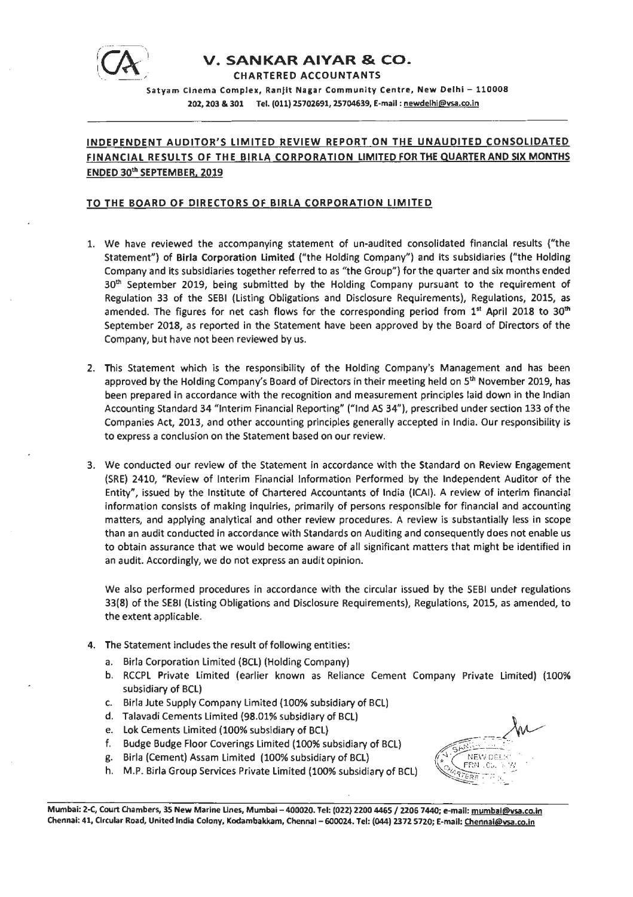# V. SANKAR AIYAR & CO.

CHARTERED ACCOUNTANTS

Satyam Cinema Complex, Ranjit Nagar Community Centre, New Delhi – 110008
202, 203 & 301 Tel. (011) 25702691, 25704639, E-mail : newdelhi@vsa.co.in

---

## INDEPENDENT AUDITOR'S LIMITED REVIEW REPORT ON THE UNAUDITED CONSOLIDATED FINANCIAL RESULTS OF THE BIRLA CORPORATION LIMITED FOR THE QUARTER AND SIX MONTHS ENDED 30th SEPTEMBER, 2019

### TO THE BOARD OF DIRECTORS OF BIRLA CORPORATION LIMITED

1. We have reviewed the accompanying statement of un-audited consolidated financial results ("the Statement") of **Birla Corporation Limited** ("the Holding Company") and its subsidiaries ("the Holding Company and its subsidiaries together referred to as "the Group") for the quarter and six months ended 30th September 2019, being submitted by the Holding Company pursuant to the requirement of Regulation 33 of the SEBI (Listing Obligations and Disclosure Requirements), Regulations, 2015, as amended. The figures for net cash flows for the corresponding period from 1st April 2018 to 30th September 2018, as reported in the Statement have been approved by the Board of Directors of the Company, but have not been reviewed by us.

2. This Statement which is the responsibility of the Holding Company's Management and has been approved by the Holding Company's Board of Directors in their meeting held on 5th November 2019, has been prepared in accordance with the recognition and measurement principles laid down in the Indian Accounting Standard 34 "Interim Financial Reporting" ("Ind AS 34"), prescribed under section 133 of the Companies Act, 2013, and other accounting principles generally accepted in India. Our responsibility is to express a conclusion on the Statement based on our review.

3. We conducted our review of the Statement in accordance with the Standard on Review Engagement (SRE) 2410, "Review of Interim Financial Information Performed by the Independent Auditor of the Entity", issued by the Institute of Chartered Accountants of India (ICAI). A review of interim financial information consists of making inquiries, primarily of persons responsible for financial and accounting matters, and applying analytical and other review procedures. A review is substantially less in scope than an audit conducted in accordance with Standards on Auditing and consequently does not enable us to obtain assurance that we would become aware of all significant matters that might be identified in an audit. Accordingly, we do not express an audit opinion.

   We also performed procedures in accordance with the circular issued by the SEBI under regulations 33(8) of the SEBI (Listing Obligations and Disclosure Requirements), Regulations, 2015, as amended, to the extent applicable.

4. The Statement includes the result of following entities:
   a. Birla Corporation Limited (BCL) (Holding Company)
   b. RCCPL Private Limited (earlier known as Reliance Cement Company Private Limited) (100% subsidiary of BCL)
   c. Birla Jute Supply Company Limited (100% subsidiary of BCL)
   d. Talavadi Cements Limited (98.01% subsidiary of BCL)
   e. Lok Cements Limited (100% subsidiary of BCL)
   f. Budge Budge Floor Coverings Limited (100% subsidiary of BCL)
   g. Birla (Cement) Assam Limited (100% subsidiary of BCL)
   h. M.P. Birla Group Services Private Limited (100% subsidiary of BCL)

---

Mumbai: 2-C, Court Chambers, 35 New Marine Lines, Mumbai – 400020. Tel: (022) 2200 4465 / 2206 7440; e-mail: mumbai@vsa.co.in
Chennai: 41, Circular Road, United India Colony, Kodambakkam, Chennai – 600024. Tel: (044) 2372 5720; E-mail: Chennai@vsa.co.in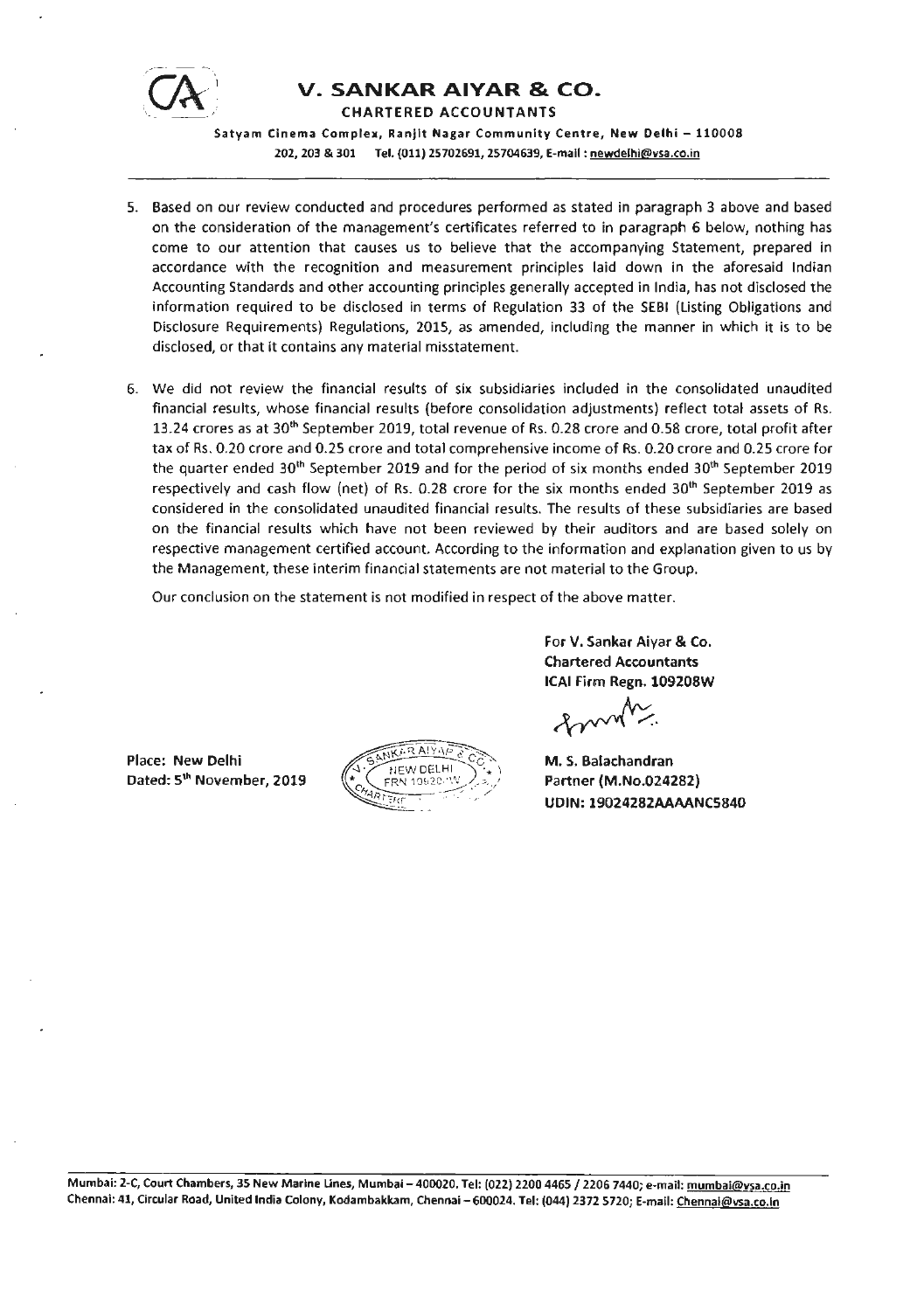# V. SANKAR AIYAR & CO.

**CHARTERED ACCOUNTANTS**

Satyam Cinema Complex, Ranjit Nagar Community Centre, New Delhi – 110008
202, 203 & 301 Tel. (011) 25702691, 25704639, E-mail : newdelhi@vsa.co.in

5. Based on our review conducted and procedures performed as stated in paragraph 3 above and based on the consideration of the management's certificates referred to in paragraph 6 below, nothing has come to our attention that causes us to believe that the accompanying Statement, prepared in accordance with the recognition and measurement principles laid down in the aforesaid Indian Accounting Standards and other accounting principles generally accepted in India, has not disclosed the information required to be disclosed in terms of Regulation 33 of the SEBI (Listing Obligations and Disclosure Requirements) Regulations, 2015, as amended, including the manner in which it is to be disclosed, or that it contains any material misstatement.

6. We did not review the financial results of six subsidiaries included in the consolidated unaudited financial results, whose financial results (before consolidation adjustments) reflect total assets of Rs. 13.24 crores as at 30th September 2019, total revenue of Rs. 0.28 crore and 0.58 crore, total profit after tax of Rs. 0.20 crore and 0.25 crore and total comprehensive income of Rs. 0.20 crore and 0.25 crore for the quarter ended 30th September 2019 and for the period of six months ended 30th September 2019 respectively and cash flow (net) of Rs. 0.28 crore for the six months ended 30th September 2019 as considered in the consolidated unaudited financial results. The results of these subsidiaries are based on the financial results which have not been reviewed by their auditors and are based solely on respective management certified account. According to the information and explanation given to us by the Management, these interim financial statements are not material to the Group.

   Our conclusion on the statement is not modified in respect of the above matter.

For V. Sankar Aiyar & Co.
Chartered Accountants
ICAI Firm Regn. 109208W

Place: New Delhi
Dated: 5th November, 2019

M. S. Balachandran
Partner (M.No.024282)
UDIN: 19024282AAAANC5840

Mumbai: 2-C, Court Chambers, 35 New Marine Lines, Mumbai – 400020. Tel: (022) 2200 4465 / 2206 7440; e-mail: mumbai@vsa.co.in
Chennai: 41, Circular Road, United India Colony, Kodambakkam, Chennai – 600024. Tel: (044) 2372 5720; E-mail: Chennai@vsa.co.in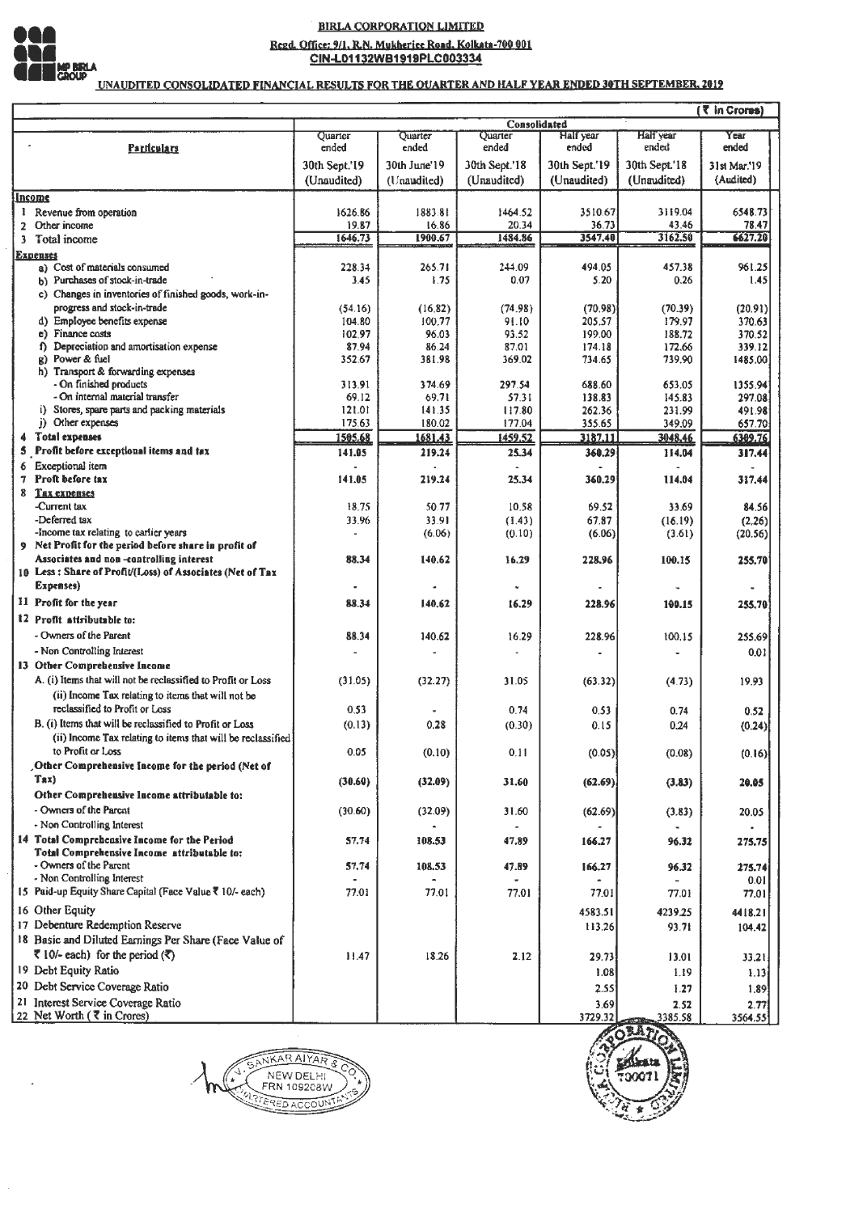# BIRLA CORPORATION LIMITED

**Regd. Office: 9/1, R.N. Mukherjee Road, Kolkata-700 001**

**CIN-L01132WB1919PLC003334**

MP BIRLA GROUP

## UNAUDITED CONSOLIDATED FINANCIAL RESULTS FOR THE QUARTER AND HALF YEAR ENDED 30TH SEPTEMBER, 2019

(₹ in Crores)

| Particulars | Consolidated | | | | | |
|---|---|---|---|---|---|---|
| | Quarter ended | Quarter ended | Quarter ended | Half year ended | Half year ended | Year ended |
| | 30th Sept.'19 | 30th June'19 | 30th Sept.'18 | 30th Sept.'19 | 30th Sept.'18 | 31st Mar.'19 |
| | (Unaudited) | (Unaudited) | (Unaudited) | (Unaudited) | (Unaudited) | (Audited) |
| **Income** | | | | | | |
| 1 Revenue from operation | 1626.86 | 1883.81 | 1464.52 | 3510.67 | 3119.04 | 6548.73 |
| 2 Other income | 19.87 | 16.86 | 20.34 | 36.73 | 43.46 | 78.47 |
| 3 Total income | 1646.73 | 1900.67 | 1484.86 | 3547.40 | 3162.50 | 6627.20 |
| **Expenses** | | | | | | |
| a) Cost of materials consumed | 228.34 | 265.71 | 244.09 | 494.05 | 457.38 | 961.25 |
| b) Purchases of stock-in-trade | 3.45 | 1.75 | 0.07 | 5.20 | 0.26 | 1.45 |
| c) Changes in inventories of finished goods, work-in-progress and stock-in-trade | (54.16) | (16.82) | (74.98) | (70.98) | (70.39) | (20.91) |
| d) Employee benefits expense | 104.80 | 100.77 | 91.10 | 205.57 | 179.97 | 370.63 |
| e) Finance costs | 102.97 | 96.03 | 93.52 | 199.00 | 188.72 | 370.52 |
| f) Depreciation and amortisation expense | 87.94 | 86.24 | 87.01 | 174.18 | 172.66 | 339.12 |
| g) Power & fuel | 352.67 | 381.98 | 369.02 | 734.65 | 739.90 | 1485.00 |
| h) Transport & forwarding expenses | | | | | | |
| - On finished products | 313.91 | 374.69 | 297.54 | 688.60 | 653.05 | 1355.94 |
| - On internal material transfer | 69.12 | 69.71 | 57.31 | 138.83 | 145.83 | 297.08 |
| i) Stores, spare parts and packing materials | 121.01 | 141.35 | 117.80 | 262.36 | 231.99 | 491.98 |
| j) Other expenses | 175.63 | 180.02 | 177.04 | 355.65 | 349.09 | 657.70 |
| **4 Total expenses** | **1505.68** | **1681.43** | **1459.52** | **3187.11** | **3048.46** | **6309.76** |
| **5 Profit before exceptional items and tax** | **141.05** | **219.24** | **25.34** | **360.29** | **114.04** | **317.44** |
| 6 Exceptional item | - | - | - | - | - | - |
| **7 Profit before tax** | **141.05** | **219.24** | **25.34** | **360.29** | **114.04** | **317.44** |
| **8 Tax expenses** | | | | | | |
| -Current tax | 18.75 | 50.77 | 10.58 | 69.52 | 33.69 | 84.56 |
| -Deferred tax | 33.96 | 33.91 | (1.43) | 67.87 | (16.19) | (2.26) |
| -Income tax relating to earlier years | - | (6.06) | (0.10) | (6.06) | (3.61) | (20.56) |
| **9 Net Profit for the period before share in profit of Associates and non -controlling interest** | **88.34** | **140.62** | **16.29** | **228.96** | **100.15** | **255.70** |
| **10 Less : Share of Profit/(Loss) of Associates (Net of Tax Expenses)** | - | - | - | - | - | - |
| **11 Profit for the year** | **88.34** | **140.62** | **16.29** | **228.96** | **100.15** | **255.70** |
| **12 Profit attributable to:** | | | | | | |
| - Owners of the Parent | 88.34 | 140.62 | 16.29 | 228.96 | 100.15 | 255.69 |
| - Non Controlling Interest | - | - | - | - | - | 0.01 |
| **13 Other Comprehensive Income** | | | | | | |
| A. (i) Items that will not be reclassified to Profit or Loss | (31.05) | (32.27) | 31.05 | (63.32) | (4.73) | 19.93 |
| (ii) Income Tax relating to items that will not be reclassified to Profit or Loss | 0.53 | - | 0.74 | 0.53 | 0.74 | 0.52 |
| B. (i) Items that will be reclassified to Profit or Loss | (0.13) | 0.28 | (0.30) | 0.15 | 0.24 | (0.24) |
| (ii) Income Tax relating to items that will be reclassified to Profit or Loss | 0.05 | (0.10) | 0.11 | (0.05) | (0.08) | (0.16) |
| **Other Comprehensive Income for the period (Net of Tax)** | **(30.60)** | **(32.09)** | **31.60** | **(62.69)** | **(3.83)** | **20.05** |
| **Other Comprehensive Income attributable to:** | | | | | | |
| - Owners of the Parent | (30.60) | (32.09) | 31.60 | (62.69) | (3.83) | 20.05 |
| - Non Controlling Interest | - | - | - | - | - | - |
| **14 Total Comprehensive Income for the Period** | **57.74** | **108.53** | **47.89** | **166.27** | **96.32** | **275.75** |
| **Total Comprehensive Income attributable to:** | | | | | | |
| - Owners of the Parent | 57.74 | 108.53 | 47.89 | 166.27 | 96.32 | 275.74 |
| - Non Controlling Interest | - | - | - | - | - | 0.01 |
| 15 Paid-up Equity Share Capital (Face Value ₹ 10/- each) | 77.01 | 77.01 | 77.01 | 77.01 | 77.01 | 77.01 |
| 16 Other Equity | | | | 4583.51 | 4239.25 | 4418.21 |
| 17 Debenture Redemption Reserve | | | | 113.26 | 93.71 | 104.42 |
| 18 Basic and Diluted Earnings Per Share (Face Value of ₹ 10/- each) for the period (₹) | 11.47 | 18.26 | 2.12 | 29.73 | 13.01 | 33.21 |
| 19 Debt Equity Ratio | | | | 1.08 | 1.19 | 1.13 |
| 20 Debt Service Coverage Ratio | | | | 2.55 | 1.27 | 1.89 |
| 21 Interest Service Coverage Ratio | | | | 3.69 | 2.52 | 2.77 |
| 22 Net Worth (₹ in Crores) | | | | 3729.32 | 3385.58 | 3564.55 |

V. SANKAR AIYAR & CO. NEW DELHI FRN 109208W CHARTERED ACCOUNTANTS

BIRLA CORPORATION LIMITED Kolkata 700071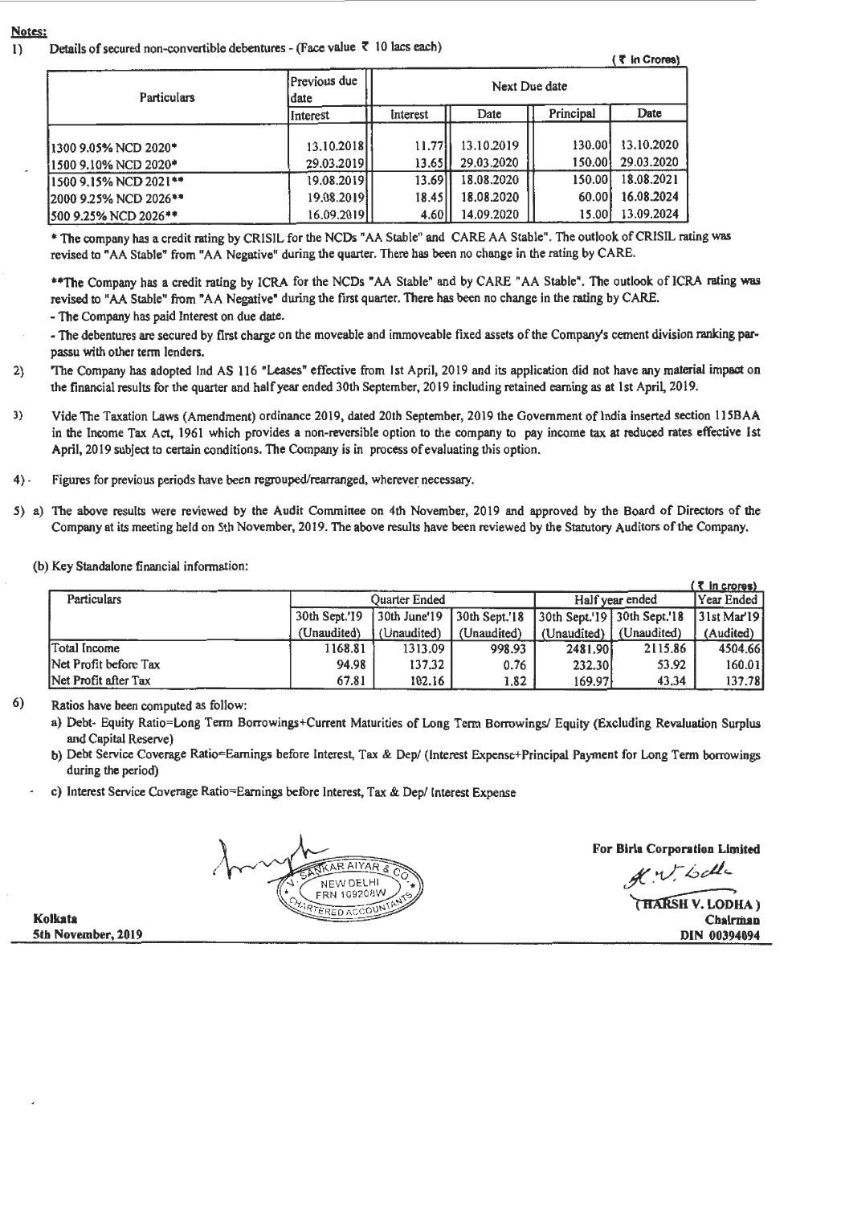**Notes:**

1) Details of secured non-convertible debentures - (Face value ₹ 10 lacs each)

(₹ In Crores)

| Particulars | Previous due date | Next Due date | | | |
|---|---|---|---|---|---|
| | Interest | Interest | Date | Principal | Date |
| 1300 9.05% NCD 2020* | 13.10.2018 | 11.77 | 13.10.2019 | 130.00 | 13.10.2020 |
| 1500 9.10% NCD 2020* | 29.03.2019 | 13.65 | 29.03.2020 | 150.00 | 29.03.2020 |
| 1500 9.15% NCD 2021** | 19.08.2019 | 13.69 | 18.08.2020 | 150.00 | 18.08.2021 |
| 2000 9.25% NCD 2026** | 19.08.2019 | 18.45 | 18.08.2020 | 60.00 | 16.08.2024 |
| 500 9.25% NCD 2026** | 16.09.2019 | 4.60 | 14.09.2020 | 15.00 | 13.09.2024 |

\* The company has a credit rating by CRISIL for the NCDs "AA Stable" and CARE AA Stable". The outlook of CRISIL rating was revised to "AA Stable" from "AA Negative" during the quarter. There has been no change in the rating by CARE.

\*\*The Company has a credit rating by ICRA for the NCDs "AA Stable" and by CARE "AA Stable". The outlook of ICRA rating was revised to "AA Stable" from "AA Negative" during the first quarter. There has been no change in the rating by CARE.

- The Company has paid Interest on due date.
- The debentures are secured by first charge on the moveable and immoveable fixed assets of the Company's cement division ranking par-passu with other term lenders.

2) The Company has adopted Ind AS 116 "Leases" effective from 1st April, 2019 and its application did not have any material impact on the financial results for the quarter and half year ended 30th September, 2019 including retained earning as at 1st April, 2019.

3) Vide The Taxation Laws (Amendment) ordinance 2019, dated 20th September, 2019 the Government of India inserted section 115BAA in the Income Tax Act, 1961 which provides a non-reversible option to the company to pay income tax at reduced rates effective 1st April, 2019 subject to certain conditions. The Company is in process of evaluating this option.

4) Figures for previous periods have been regrouped/rearranged, wherever necessary.

5) a) The above results were reviewed by the Audit Committee on 4th November, 2019 and approved by the Board of Directors of the Company at its meeting held on 5th November, 2019. The above results have been reviewed by the Statutory Auditors of the Company.

(b) Key Standalone financial information:

(₹ In crores)

| Particulars | Quarter Ended | | | Half year ended | | Year Ended |
|---|---|---|---|---|---|---|
| | 30th Sept.'19 (Unaudited) | 30th June'19 (Unaudited) | 30th Sept.'18 (Unaudited) | 30th Sept.'19 (Unaudited) | 30th Sept.'18 (Unaudited) | 31st Mar'19 (Audited) |
| Total Income | 1168.81 | 1313.09 | 998.93 | 2481.90 | 2115.86 | 4504.66 |
| Net Profit before Tax | 94.98 | 137.32 | 0.76 | 232.30 | 53.92 | 160.01 |
| Net Profit after Tax | 67.81 | 102.16 | 1.82 | 169.97 | 43.34 | 137.78 |

6) Ratios have been computed as follow:

a) Debt- Equity Ratio=Long Term Borrowings+Current Maturities of Long Term Borrowings/ Equity (Excluding Revaluation Surplus and Capital Reserve)

b) Debt Service Coverage Ratio=Earnings before Interest, Tax & Dep/ (Interest Expense+Principal Payment for Long Term borrowings during the period)

c) Interest Service Coverage Ratio=Earnings before Interest, Tax & Dep/ Interest Expense

V. SANKAR AIYAR & CO. NEW DELHI FRN 109208W CHARTERED ACCOUNTANTS

**For Birla Corporation Limited**

**(HARSH V. LODHA)**
**Chairman**
**DIN 00394094**

**Kolkata**
**5th November, 2019**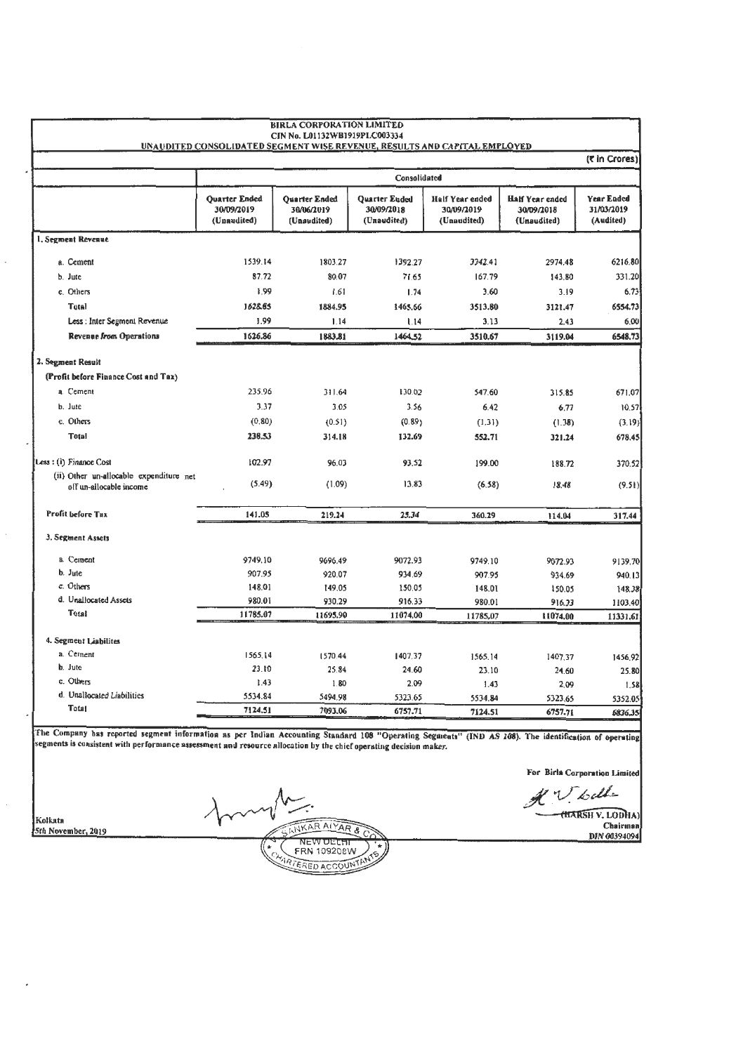**BIRLA CORPORATION LIMITED**
**CIN No. L01132WB1919PLC003334**
**UNAUDITED CONSOLIDATED SEGMENT WISE REVENUE, RESULTS AND CAPITAL EMPLOYED**

(₹ in Crores)

| | Consolidated | | | | | |
|---|---|---|---|---|---|---|
| | Quarter Ended 30/09/2019 (Unaudited) | Quarter Ended 30/06/2019 (Unaudited) | Quarter Ended 30/09/2018 (Unaudited) | Half Year ended 30/09/2019 (Unaudited) | Half Year ended 30/09/2018 (Unaudited) | Year Ended 31/03/2019 (Audited) |
| **1. Segment Revenue** | | | | | | |
| a. Cement | 1539.14 | 1803.27 | 1392.27 | 3342.41 | 2974.48 | 6216.80 |
| b. Jute | 87.72 | 80.07 | 71.65 | 167.79 | 143.80 | 331.20 |
| c. Others | 1.99 | 1.61 | 1.74 | 3.60 | 3.19 | 6.73 |
| **Total** | **1628.85** | **1884.95** | **1465.66** | **3513.80** | **3121.47** | **6554.73** |
| Less : Inter Segment Revenue | 1.99 | 1.14 | 1.14 | 3.13 | 2.43 | 6.00 |
| **Revenue from Operations** | **1626.86** | **1883.81** | **1464.52** | **3510.67** | **3119.04** | **6548.73** |
| **2. Segment Result** | | | | | | |
| **(Profit before Finance Cost and Tax)** | | | | | | |
| a. Cement | 235.96 | 311.64 | 130.02 | 547.60 | 315.85 | 671.07 |
| b. Jute | 3.37 | 3.05 | 3.56 | 6.42 | 6.77 | 10.57 |
| c. Others | (0.80) | (0.51) | (0.89) | (1.31) | (1.38) | (3.19) |
| **Total** | **238.53** | **314.18** | **132.69** | **552.71** | **321.24** | **678.45** |
| Less : (i) Finance Cost | 102.97 | 96.03 | 93.52 | 199.00 | 188.72 | 370.52 |
| (ii) Other un-allocable expenditure net off un-allocable income | (5.49) | (1.09) | 13.83 | (6.58) | 18.48 | (9.51) |
| **Profit before Tax** | **141.05** | **219.24** | **25.34** | **360.29** | **114.04** | **317.44** |
| **3. Segment Assets** | | | | | | |
| a. Cement | 9749.10 | 9696.49 | 9072.93 | 9749.10 | 9072.93 | 9139.70 |
| b. Jute | 907.95 | 920.07 | 934.69 | 907.95 | 934.69 | 940.13 |
| c. Others | 148.01 | 149.05 | 150.05 | 148.01 | 150.05 | 148.38 |
| d. Unallocated Assets | 980.01 | 930.29 | 916.33 | 980.01 | 916.33 | 1103.40 |
| **Total** | **11785.07** | **11695.90** | **11074.00** | **11785.07** | **11074.00** | **11331.61** |
| **4. Segment Liabilites** | | | | | | |
| a. Cement | 1565.14 | 1570.44 | 1407.37 | 1565.14 | 1407.37 | 1456.92 |
| b. Jute | 23.10 | 25.84 | 24.60 | 23.10 | 24.60 | 25.80 |
| c. Others | 1.43 | 1.80 | 2.09 | 1.43 | 2.09 | 1.58 |
| d. Unallocated Liabilities | 5534.84 | 5494.98 | 5323.65 | 5534.84 | 5323.65 | 5352.05 |
| **Total** | **7124.51** | **7093.06** | **6757.71** | **7124.51** | **6757.71** | **6836.35** |

The Company has reported segment information as per Indian Accounting Standard 108 "Operating Segments" (IND AS 108). The identification of operating segments is consistent with performance assessment and resource allocation by the chief operating decision maker.

For Birla Corporation Limited

(HARSH V. LODHA)
Chairman
DIN 00394094

Kolkata
5th November, 2019

SANKAR AIYAR & CO.
NEW DELHI
FRN 109208W
CHARTERED ACCOUNTANTS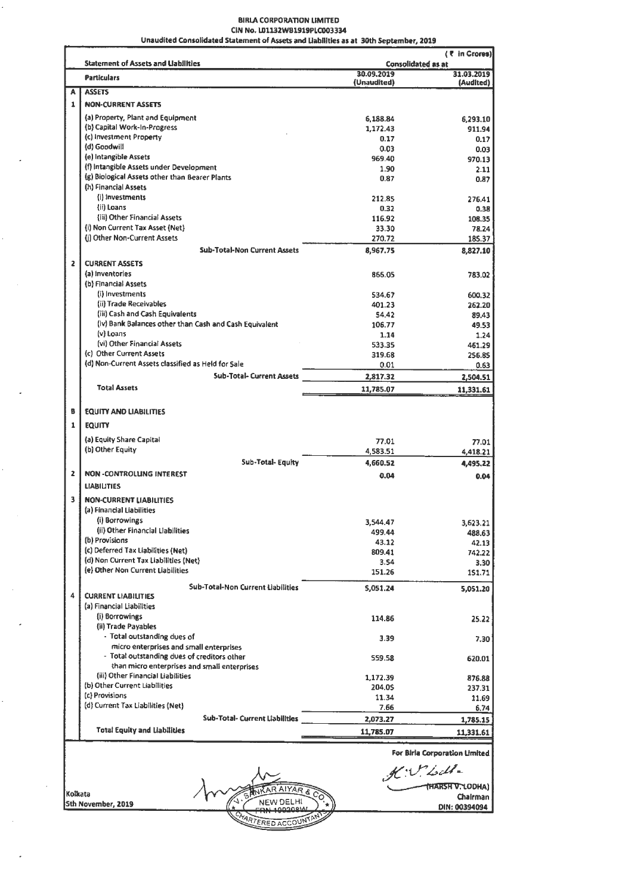**BIRLA CORPORATION LIMITED**
**CIN No. L01132WB1919PLC003334**
**Unaudited Consolidated Statement of Assets and Liabilities as at 30th September, 2019**

(₹ in Crores)

| | Statement of Assets and Liabilities | Consolidated as at | |
|---|---|---|---|
| | Particulars | 30.09.2019 (Unaudited) | 31.03.2019 (Audited) |
| A | ASSETS | | |
| 1 | NON-CURRENT ASSETS | | |
| | (a) Property, Plant and Equipment | 6,188.84 | 6,293.10 |
| | (b) Capital Work-in-Progress | 1,172.43 | 911.94 |
| | (c) Investment Property | 0.17 | 0.17 |
| | (d) Goodwill | 0.03 | 0.03 |
| | (e) Intangible Assets | 969.40 | 970.13 |
| | (f) Intangible Assets under Development | 1.90 | 2.11 |
| | (g) Biological Assets other than Bearer Plants | 0.87 | 0.87 |
| | (h) Financial Assets | | |
| | (i) Investments | 212.85 | 276.41 |
| | (ii) Loans | 0.32 | 0.38 |
| | (iii) Other Financial Assets | 116.92 | 108.35 |
| | (i) Non Current Tax Asset (Net) | 33.30 | 78.24 |
| | (j) Other Non-Current Assets | 270.72 | 185.37 |
| | Sub-Total-Non Current Assets | 8,967.75 | 8,827.10 |
| 2 | CURRENT ASSETS | | |
| | (a) Inventories | 866.05 | 783.02 |
| | (b) Financial Assets | | |
| | (i) Investments | 534.67 | 600.32 |
| | (ii) Trade Receivables | 401.23 | 262.20 |
| | (iii) Cash and Cash Equivalents | 54.42 | 89.43 |
| | (iv) Bank Balances other than Cash and Cash Equivalent | 106.77 | 49.53 |
| | (v) Loans | 1.14 | 1.24 |
| | (vi) Other Financial Assets | 533.35 | 461.29 |
| | (c) Other Current Assets | 319.68 | 256.85 |
| | (d) Non-Current Assets classified as Held for Sale | 0.01 | 0.63 |
| | Sub-Total- Current Assets | 2,817.32 | 2,504.51 |
| | Total Assets | 11,785.07 | 11,331.61 |
| B | EQUITY AND LIABILITIES | | |
| 1 | EQUITY | | |
| | (a) Equity Share Capital | 77.01 | 77.01 |
| | (b) Other Equity | 4,583.51 | 4,418.21 |
| | Sub-Total- Equity | 4,660.52 | 4,495.22 |
| 2 | NON -CONTROLLING INTEREST | 0.04 | 0.04 |
| | LIABILITIES | | |
| 3 | NON-CURRENT LIABILITIES | | |
| | (a) Financial Liabilities | | |
| | (i) Borrowings | 3,544.47 | 3,623.21 |
| | (ii) Other Financial Liabilities | 499.44 | 488.63 |
| | (b) Provisions | 43.12 | 42.13 |
| | (c) Deferred Tax Liabilities (Net) | 809.41 | 742.22 |
| | (d) Non Current Tax Liabilities (Net) | 3.54 | 3.30 |
| | (e) Other Non Current Liabilities | 151.26 | 151.71 |
| | Sub-Total-Non Current Liabilities | 5,051.24 | 5,051.20 |
| 4 | CURRENT LIABILITIES | | |
| | (a) Financial Liabilities | | |
| | (i) Borrowings | 114.86 | 25.22 |
| | (ii) Trade Payables | | |
| | - Total outstanding dues of micro enterprises and small enterprises | 3.39 | 7.30 |
| | - Total outstanding dues of creditors other than micro enterprises and small enterprises | 559.58 | 620.01 |
| | (iii) Other Financial Liabilities | 1,172.39 | 876.88 |
| | (b) Other Current Liabilities | 204.05 | 237.31 |
| | (c) Provisions | 11.34 | 11.69 |
| | (d) Current Tax Liabilities (Net) | 7.66 | 6.74 |
| | Sub-Total- Current Liabilities | 2,073.27 | 1,785.15 |
| | Total Equity and Liabilities | 11,785.07 | 11,331.61 |

For Birla Corporation Limited

(HARSH V. LODHA)
Chairman
DIN: 00394094

Kolkata
5th November, 2019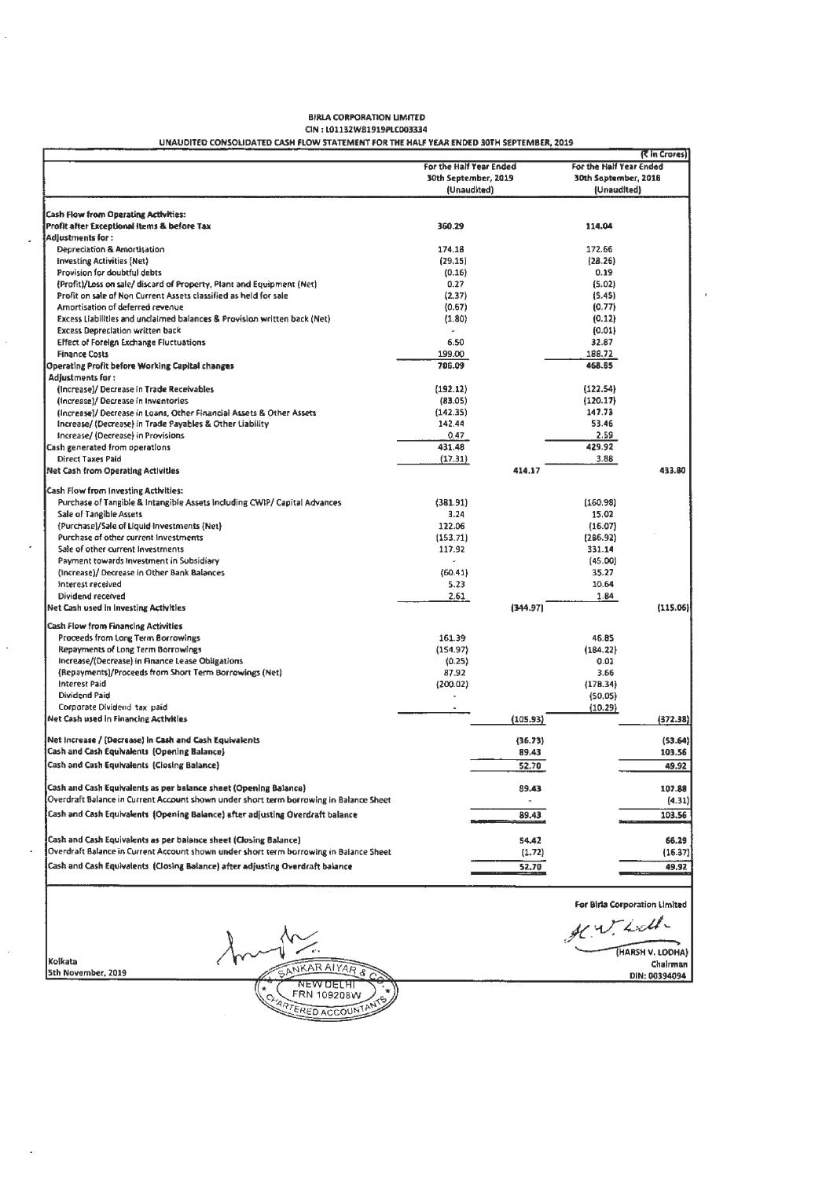# BIRLA CORPORATION LIMITED

CIN : L01132WB1919PLC003334

## UNAUDITED CONSOLIDATED CASH FLOW STATEMENT FOR THE HALF YEAR ENDED 30TH SEPTEMBER, 2019

(₹ in Crores)

| | For the Half Year Ended 30th September, 2019 (Unaudited) | | For the Half Year Ended 30th September, 2018 (Unaudited) | |
|---|---|---|---|---|
| **Cash Flow from Operating Activities:** | | | | |
| **Profit after Exceptional Items & before Tax** | 360.29 | | 114.04 | |
| **Adjustments for :** | | | | |
| Depreciation & Amortisation | 174.18 | | 172.66 | |
| Investing Activities (Net) | (29.15) | | (28.26) | |
| Provision for doubtful debts | (0.16) | | 0.19 | |
| (Profit)/Loss on sale/ discard of Property, Plant and Equipment (Net) | 0.27 | | (5.02) | |
| Profit on sale of Non Current Assets classified as held for sale | (2.37) | | (5.45) | |
| Amortisation of deferred revenue | (0.67) | | (0.77) | |
| Excess Liabilities and unclaimed balances & Provision written back (Net) | (1.80) | | (0.12) | |
| Excess Depreciation written back | - | | (0.01) | |
| Effect of Foreign Exchange Fluctuations | 6.50 | | 32.87 | |
| Finance Costs | 199.00 | | 188.72 | |
| **Operating Profit before Working Capital changes** | 706.09 | | 468.85 | |
| **Adjustments for :** | | | | |
| (Increase)/ Decrease in Trade Receivables | (192.12) | | (122.54) | |
| (Increase)/ Decrease in Inventories | (83.05) | | (120.17) | |
| (Increase)/ Decrease in Loans, Other Financial Assets & Other Assets | (142.35) | | 147.73 | |
| Increase/ (Decrease) in Trade Payables & Other Liability | 142.44 | | 53.46 | |
| Increase/ (Decrease) in Provisions | 0.47 | | 2.59 | |
| Cash generated from operations | 431.48 | | 429.92 | |
| Direct Taxes Paid | (17.31) | | 3.88 | |
| **Net Cash from Operating Activities** | | 414.17 | | 433.80 |
| **Cash Flow from Investing Activities:** | | | | |
| Purchase of Tangible & Intangible Assets including CWIP/ Capital Advances | (381.91) | | (160.98) | |
| Sale of Tangible Assets | 3.24 | | 15.02 | |
| (Purchase)/Sale of Liquid Investments (Net) | 122.06 | | (16.07) | |
| Purchase of other current investments | (153.71) | | (286.92) | |
| Sale of other current investments | 117.92 | | 331.14 | |
| Payment towards investment in Subsidiary | - | | (45.00) | |
| (Increase)/ Decrease in Other Bank Balances | (60.41) | | 35.27 | |
| Interest received | 5.23 | | 10.64 | |
| Dividend received | 2.61 | | 1.84 | |
| **Net Cash used in Investing Activities** | | (344.97) | | (115.06) |
| **Cash Flow from Financing Activities** | | | | |
| Proceeds from Long Term Borrowings | 161.39 | | 46.85 | |
| Repayments of Long Term Borrowings | (154.97) | | (184.22) | |
| Increase/(Decrease) in Finance Lease Obligations | (0.25) | | 0.01 | |
| (Repayments)/Proceeds from Short Term Borrowings (Net) | 87.92 | | 3.66 | |
| Interest Paid | (200.02) | | (178.34) | |
| Dividend Paid | - | | (50.05) | |
| Corporate Dividend tax paid | - | | (10.29) | |
| **Net Cash used in Financing Activities** | | (105.93) | | (372.38) |
| **Net Increase / (Decrease) in Cash and Cash Equivalents** | | (36.73) | | (53.64) |
| **Cash and Cash Equivalents (Opening Balance)** | | 89.43 | | 103.56 |
| **Cash and Cash Equivalents (Closing Balance)** | | 52.70 | | 49.92 |
| **Cash and Cash Equivalents as per balance sheet (Opening Balance)** | | 89.43 | | 107.88 |
| Overdraft Balance in Current Account shown under short term borrowing in Balance Sheet | | - | | (4.31) |
| **Cash and Cash Equivalents (Opening Balance) after adjusting Overdraft balance** | | 89.43 | | 103.56 |
| **Cash and Cash Equivalents as per balance sheet (Closing Balance)** | | 54.42 | | 66.29 |
| Overdraft Balance in Current Account shown under short term borrowing in Balance Sheet | | (1.72) | | (16.37) |
| **Cash and Cash Equivalents (Closing Balance) after adjusting Overdraft balance** | | 52.70 | | 49.92 |

Kolkata
5th November, 2019

SANKAR AIYAR & CO.
NEW DELHI
FRN 109208W
CHARTERED ACCOUNTANTS

For Birla Corporation Limited

(HARSH V. LODHA)
Chairman
DIN: 00394094